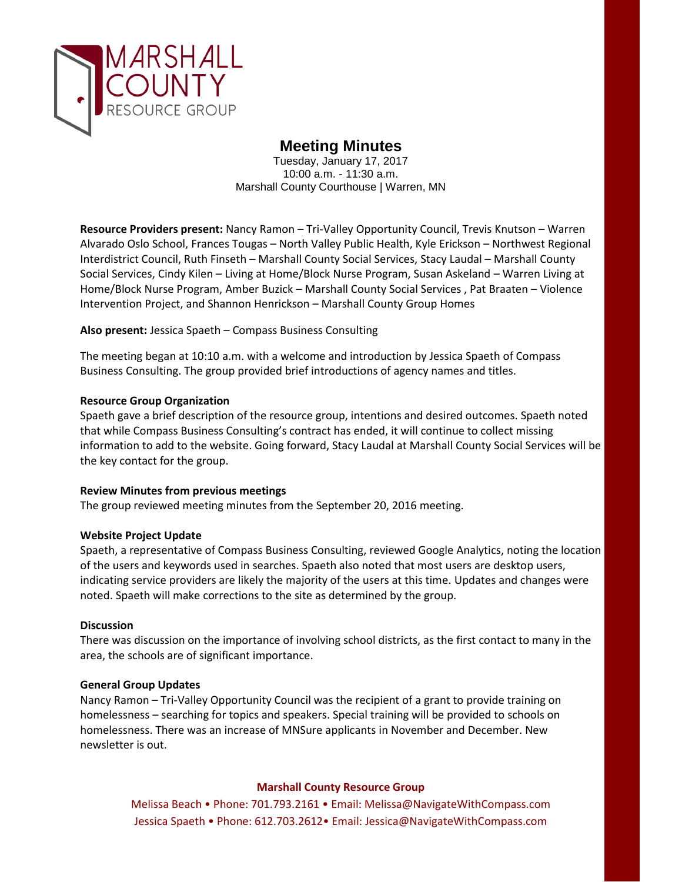MARSHALL COUNTY RESOURCE GROUP

# Meeting Minutes

Tuesday, January 17, 2017
10:00 a.m. - 11:30 a.m.
Marshall County Courthouse | Warren, MN

**Resource Providers present:** Nancy Ramon – Tri-Valley Opportunity Council, Trevis Knutson – Warren Alvarado Oslo School, Frances Tougas – North Valley Public Health, Kyle Erickson – Northwest Regional Interdistrict Council, Ruth Finseth – Marshall County Social Services, Stacy Laudal – Marshall County Social Services, Cindy Kilen – Living at Home/Block Nurse Program, Susan Askeland – Warren Living at Home/Block Nurse Program, Amber Buzick – Marshall County Social Services , Pat Braaten – Violence Intervention Project, and Shannon Henrickson – Marshall County Group Homes

**Also present:** Jessica Spaeth – Compass Business Consulting

The meeting began at 10:10 a.m. with a welcome and introduction by Jessica Spaeth of Compass Business Consulting. The group provided brief introductions of agency names and titles.

**Resource Group Organization**

Spaeth gave a brief description of the resource group, intentions and desired outcomes. Spaeth noted that while Compass Business Consulting's contract has ended, it will continue to collect missing information to add to the website. Going forward, Stacy Laudal at Marshall County Social Services will be the key contact for the group.

**Review Minutes from previous meetings**

The group reviewed meeting minutes from the September 20, 2016 meeting.

**Website Project Update**

Spaeth, a representative of Compass Business Consulting, reviewed Google Analytics, noting the location of the users and keywords used in searches. Spaeth also noted that most users are desktop users, indicating service providers are likely the majority of the users at this time. Updates and changes were noted. Spaeth will make corrections to the site as determined by the group.

**Discussion**

There was discussion on the importance of involving school districts, as the first contact to many in the area, the schools are of significant importance.

**General Group Updates**

Nancy Ramon – Tri-Valley Opportunity Council was the recipient of a grant to provide training on homelessness – searching for topics and speakers. Special training will be provided to schools on homelessness. There was an increase of MNSure applicants in November and December. New newsletter is out.

**Marshall County Resource Group**

Melissa Beach • Phone: 701.793.2161 • Email: Melissa@NavigateWithCompass.com
Jessica Spaeth • Phone: 612.703.2612• Email: Jessica@NavigateWithCompass.com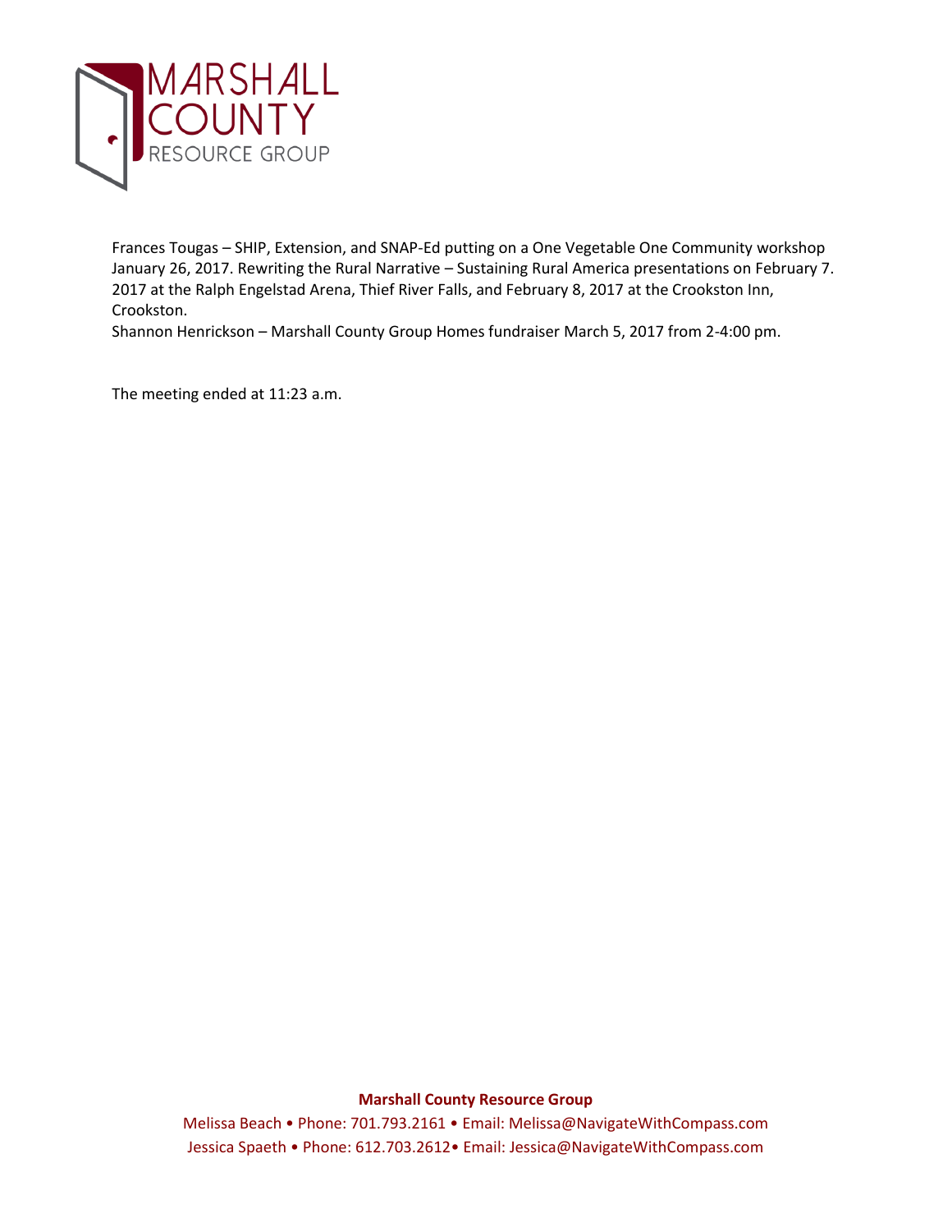Frances Tougas – SHIP, Extension, and SNAP-Ed putting on a One Vegetable One Community workshop January 26, 2017. Rewriting the Rural Narrative – Sustaining Rural America presentations on February 7. 2017 at the Ralph Engelstad Arena, Thief River Falls, and February 8, 2017 at the Crookston Inn, Crookston.

Shannon Henrickson – Marshall County Group Homes fundraiser March 5, 2017 from 2-4:00 pm.

The meeting ended at 11:23 a.m.